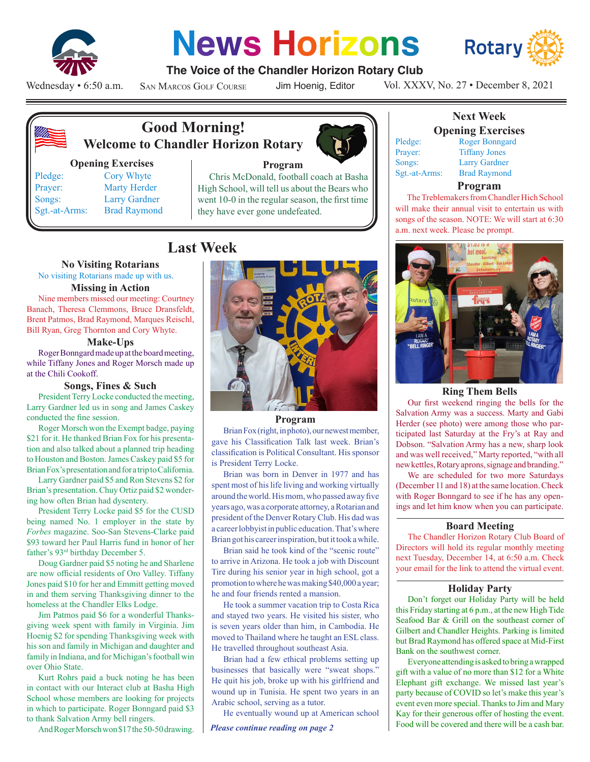# News Horizons

**The Voice of the Chandler Horizon Rotary Club**

Wednesday • 6:50 a.m. San Marcos Golf Course Jim Hoenig, Editor Vol. XXXV, No. 27 • December 8, 2021

## Good Morning!
### Welcome to Chandler Horizon Rotary

**Opening Exercises**

| | |
|---|---|
| Pledge: | Cory Whyte |
| Prayer: | Marty Herder |
| Songs: | Larry Gardner |
| Sgt.-at-Arms: | Brad Raymond |

**Program**

Chris McDonald, football coach at Basha High School, will tell us about the Bears who went 10-0 in the regular season, the first time they have ever gone undefeated.

## Last Week

### No Visiting Rotarians

No visiting Rotarians made up with us.

### Missing in Action

Nine members missed our meeting: Courtney Banach, Theresa Clemmons, Bruce Dransfeldt, Brent Patmos, Brad Raymond, Marques Reischl, Bill Ryan, Greg Thornton and Cory Whyte.

### Make-Ups

Roger Bonngard made up at the board meeting, while Tiffany Jones and Roger Morsch made up at the Chili Cookoff.

### Songs, Fines & Such

President Terry Locke conducted the meeting, Larry Gardner led us in song and James Caskey conducted the fine session.

Roger Morsch won the Exempt badge, paying $21 for it. He thanked Brian Fox for his presentation and also talked about a planned trip heading to Houston and Boston. James Caskey paid $5 for Brian Fox's presentation and for a trip to California.

Larry Gardner paid $5 and Ron Stevens $2 for Brian's presentation. Chuy Ortiz paid $2 wondering how often Brian had dysentery.

President Terry Locke paid $5 for the CUSD being named No. 1 employer in the state by *Forbes* magazine. Soo-San Stevens-Clarke paid $93 toward her Paul Harris fund in honor of her father's 93rd birthday December 5.

Doug Gardner paid $5 noting he and Sharlene are now official residents of Oro Valley. Tiffany Jones paid $10 for her and Emmitt getting moved in and them serving Thanksgiving dinner to the homeless at the Chandler Elks Lodge.

Jim Patmos paid $6 for a wonderful Thanksgiving week spent with family in Virginia. Jim Hoenig $2 for spending Thanksgiving week with his son and family in Michigan and daughter and family in Indiana, and for Michigan's football win over Ohio State.

Kurt Rohrs paid a buck noting he has been in contact with our Interact club at Basha High School whose members are looking for projects in which to participate. Roger Bonngard paid $3 to thank Salvation Army bell ringers.

And Roger Morsch won $17 the 50-50 drawing.

### Program

Brian Fox (right, in photo), our newest member, gave his Classification Talk last week. Brian's classification is Political Consultant. His sponsor is President Terry Locke.

Brian was born in Denver in 1977 and has spent most of his life living and working virtually around the world. His mom, who passed away five years ago, was a corporate attorney, a Rotarian and president of the Denver Rotary Club. His dad was a career lobbyist in public education. That's where Brian got his career inspiration, but it took a while.

Brian said he took kind of the "scenic route" to arrive in Arizona. He took a job with Discount Tire during his senior year in high school, got a promotion to where he was making $40,000 a year; he and four friends rented a mansion.

He took a summer vacation trip to Costa Rica and stayed two years. He visited his sister, who is seven years older than him, in Cambodia. He moved to Thailand where he taught an ESL class. He travelled throughout southeast Asia.

Brian had a few ethical problems setting up businesses that basically were "sweat shops." He quit his job, broke up with his girlfriend and wound up in Tunisia. He spent two years in an Arabic school, serving as a tutor.

He eventually wound up at American school

***Please continue reading on page 2***

## Next Week

**Opening Exercises**

| | |
|---|---|
| Pledge: | Roger Bonngard |
| Prayer: | Tiffany Jones |
| Songs: | Larry Gardner |
| Sgt.-at-Arms: | Brad Raymond |

**Program**

The Treblemakers from Chandler Hich School will make their annual visit to entertain us with songs of the season. NOTE: We will start at 6:30 a.m. next week. Please be prompt.

### Ring Them Bells

Our first weekend ringing the bells for the Salvation Army was a success. Marty and Gabi Herder (see photo) were among those who participated last Saturday at the Fry's at Ray and Dobson. "Salvation Army has a new, sharp look and was well received," Marty reported, "with all new kettles, Rotary aprons, signage and branding."

We are scheduled for two more Saturdays (December 11 and 18) at the same location. Check with Roger Bonngard to see if he has any openings and let him know when you can participate.

### Board Meeting

The Chandler Horizon Rotary Club Board of Directors will hold its regular monthly meeting next Tuesday, December 14, at 6:50 a.m. Check your email for the link to attend the virtual event.

### Holiday Party

Don't forget our Holiday Party will be held this Friday starting at 6 p.m., at the new High Tide Seafood Bar & Grill on the southeast corner of Gilbert and Chandler Heights. Parking is limited but Brad Raymond has offered space at Mid-First Bank on the southwest corner.

Everyone attending is asked to bring a wrapped gift with a value of no more than $12 for a White Elephant gift exchange. We missed last year's party because of COVID so let's make this year's event even more special. Thanks to Jim and Mary Kay for their generous offer of hosting the event. Food will be covered and there will be a cash bar.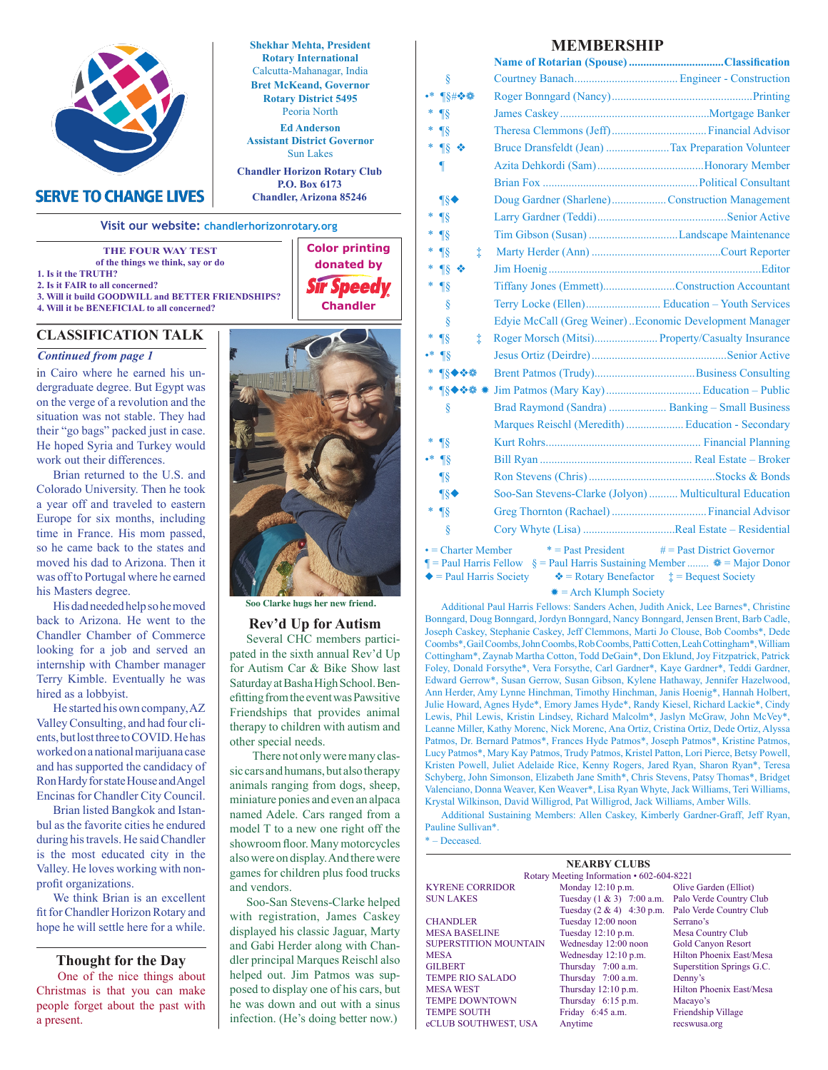SERVE TO CHANGE LIVES

**Shekhar Mehta, President**
**Rotary International**
Calcutta-Mahanagar, India
**Bret McKeand, Governor**
**Rotary District 5495**
Peoria North
**Ed Anderson**
**Assistant District Governor**
Sun Lakes
**Chandler Horizon Rotary Club**
**P.O. Box 6173**
**Chandler, Arizona 85246**

Visit our website: chandlerhorizonrotary.org

**THE FOUR WAY TEST**
**of the things we think, say or do**

1. **Is it the TRUTH?**
2. **Is it FAIR to all concerned?**
3. **Will it build GOODWILL and BETTER FRIENDSHIPS?**
4. **Will it be BENEFICIAL to all concerned?**

**Color printing donated by Sir Speedy Chandler**

## CLASSIFICATION TALK

***Continued from page 1***

in Cairo where he earned his undergraduate degree. But Egypt was on the verge of a revolution and the situation was not stable. They had their "go bags" packed just in case. He hoped Syria and Turkey would work out their differences.

Brian returned to the U.S. and Colorado University. Then he took a year off and traveled to eastern Europe for six months, including time in France. His mom passed, so he came back to the states and moved his dad to Arizona. Then it was off to Portugal where he earned his Masters degree.

His dad needed help so he moved back to Arizona. He went to the Chandler Chamber of Commerce looking for a job and served an internship with Chamber manager Terry Kimble. Eventually he was hired as a lobbyist.

He started his own company, AZ Valley Consulting, and had four clients, but lost three to COVID. He has worked on a national marijuana case and has supported the candidacy of Ron Hardy for state House and Angel Encinas for Chandler City Council.

Brian listed Bangkok and Istanbul as the favorite cities he endured during his travels. He said Chandler is the most educated city in the Valley. He loves working with nonprofit organizations.

We think Brian is an excellent fit for Chandler Horizon Rotary and hope he will settle here for a while.

## Thought for the Day

One of the nice things about Christmas is that you can make people forget about the past with a present.

**Soo Clarke hugs her new friend.**

## Rev'd Up for Autism

Several CHC members participated in the sixth annual Rev'd Up for Autism Car & Bike Show last Saturday at Basha High School. Benefitting from the event was Pawsitive Friendships that provides animal therapy to children with autism and other special needs.

There not only were many classic cars and humans, but also therapy animals ranging from dogs, sheep, miniature ponies and even an alpaca named Adele. Cars ranged from a model T to a new one right off the showroom floor. Many motorcycles also were on display. And there were games for children plus food trucks and vendors.

Soo-San Stevens-Clarke helped with registration, James Caskey displayed his classic Jaguar, Marty and Gabi Herder along with Chandler principal Marques Reischl also helped out. Jim Patmos was supposed to display one of his cars, but he was down and out with a sinus infection. (He's doing better now.)

## MEMBERSHIP

| | Name of Rotarian (Spouse) | Classification |
|---|---|---|
| § | Courtney Banach | Engineer - Construction |
| •* ¶§#❖❁ | Roger Bonngard (Nancy) | Printing |
| * ¶§ | James Caskey | Mortgage Banker |
| * ¶§ | Theresa Clemmons (Jeff) | Financial Advisor |
| * ¶§ ❖ | Bruce Dransfeldt (Jean) | Tax Preparation Volunteer |
| ¶ | Azita Dehkordi (Sam) | Honorary Member |
| | Brian Fox | Political Consultant |
| ¶§◆ | Doug Gardner (Sharlene) | Construction Management |
| * ¶§ | Larry Gardner (Teddi) | Senior Active |
| * ¶§ | Tim Gibson (Susan) | Landscape Maintenance |
| * ¶§ ‡ | Marty Herder (Ann) | Court Reporter |
| * ¶§ ❖ | Jim Hoenig | Editor |
| * ¶§ | Tiffany Jones (Emmett) | Construction Accountant |
| § | Terry Locke (Ellen) | Education – Youth Services |
| § | Edyie McCall (Greg Weiner) | Economic Development Manager |
| * ¶§ ‡ | Roger Morsch (Mitsi) | Property/Casualty Insurance |
| •* ¶§ | Jesus Ortiz (Deirdre) | Senior Active |
| * ¶§◆❖❁ | Brent Patmos (Trudy) | Business Consulting |
| * ¶§◆❖❁ ✸ | Jim Patmos (Mary Kay) | Education – Public |
| § | Brad Raymond (Sandra) | Banking – Small Business |
| | Marques Reischl (Meredith) | Education - Secondary |
| * ¶§ | Kurt Rohrs | Financial Planning |
| •* ¶§ | Bill Ryan | Real Estate – Broker |
| ¶§ | Ron Stevens (Chris) | Stocks & Bonds |
| ¶§◆ | Soo-San Stevens-Clarke (Jolyon) | Multicultural Education |
| * ¶§ | Greg Thornton (Rachael) | Financial Advisor |
| § | Cory Whyte (Lisa) | Real Estate – Residential |

• = Charter Member * = Past President # = Past District Governor
¶ = Paul Harris Fellow § = Paul Harris Sustaining Member ❁ = Major Donor
◆ = Paul Harris Society ❖ = Rotary Benefactor ‡ = Bequest Society
✸ = Arch Klumph Society

Additional Paul Harris Fellows: Sanders Achen, Judith Anick, Lee Barnes*, Christine Bonngard, Doug Bonngard, Jordyn Bonngard, Nancy Bonngard, Jensen Brent, Barb Cadle, Joseph Caskey, Stephanie Caskey, Jeff Clemmons, Marti Jo Clouse, Bob Coombs*, Dede Coombs*, Gail Coombs, John Coombs, Rob Coombs, Patti Cotten, Leah Cottingham*, William Cottingham*, Zaynab Martha Cotton, Todd DeGain*, Don Eklund, Joy Fitzpatrick, Patrick Foley, Donald Forsythe*, Vera Forsythe, Carl Gardner*, Kaye Gardner*, Teddi Gardner, Edward Gerrow*, Susan Gerrow, Susan Gibson, Kylene Hathaway, Jennifer Hazelwood, Ann Herder, Amy Lynne Hinchman, Timothy Hinchman, Janis Hoenig*, Hannah Holbert, Julie Howard, Agnes Hyde*, Emory James Hyde*, Randy Kiesel, Richard Lackie*, Cindy Lewis, Phil Lewis, Kristin Lindsey, Richard Malcolm*, Jaslyn McGraw, John McVey*, Leanne Miller, Kathy Morenc, Nick Morenc, Ana Ortiz, Cristina Ortiz, Dede Ortiz, Alyssa Patmos, Dr. Bernard Patmos*, Frances Hyde Patmos*, Joseph Patmos*, Kristine Patmos, Lucy Patmos*, Mary Kay Patmos, Trudy Patmos, Kristel Patton, Lori Pierce, Betsy Powell, Kristen Powell, Juliet Adelaide Rice, Kenny Rogers, Jared Ryan, Sharon Ryan*, Teresa Schyberg, John Simonson, Elizabeth Jane Smith*, Chris Stevens, Patsy Thomas*, Bridget Valenciano, Donna Weaver, Ken Weaver*, Lisa Ryan Whyte, Jack Williams, Teri Williams, Krystal Wilkinson, David Willigrod, Pat Willigrod, Jack Williams, Amber Wills.

Additional Sustaining Members: Allen Caskey, Kimberly Gardner-Graff, Jeff Ryan, Pauline Sullivan*.

* – Deceased.

## NEARBY CLUBS

Rotary Meeting Information • 602-604-8221

| | | |
|---|---|---|
| KYRENE CORRIDOR | Monday 12:10 p.m. | Olive Garden (Elliot) |
| SUN LAKES | Tuesday (1 & 3) 7:00 a.m. | Palo Verde Country Club |
| | Tuesday (2 & 4) 4:30 p.m. | Palo Verde Country Club |
| CHANDLER | Tuesday 12:00 noon | Serrano's |
| MESA BASELINE | Tuesday 12:10 p.m. | Mesa Country Club |
| SUPERSTITION MOUNTAIN | Wednesday 12:00 noon | Gold Canyon Resort |
| MESA | Wednesday 12:10 p.m. | Hilton Phoenix East/Mesa |
| GILBERT | Thursday 7:00 a.m. | Superstition Springs G.C. |
| TEMPE RIO SALADO | Thursday 7:00 a.m. | Denny's |
| MESA WEST | Thursday 12:10 p.m. | Hilton Phoenix East/Mesa |
| TEMPE DOWNTOWN | Thursday 6:15 p.m. | Macayo's |
| TEMPE SOUTH | Friday 6:45 a.m. | Friendship Village |
| eCLUB SOUTHWEST, USA | Anytime | recswusa.org |